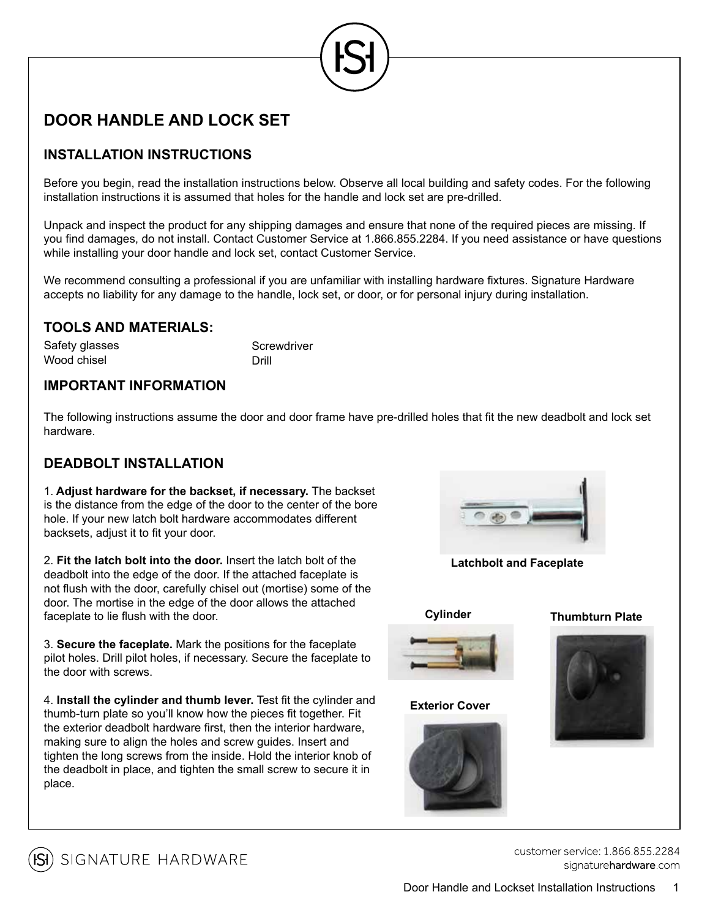# DOOR HANDLE AND LOCK SET

## INSTALLATION INSTRUCTIONS

Before you begin, read the installation instructions below. Observe all local building and safety codes. For the following installation instructions it is assumed that holes for the handle and lock set are pre-drilled.

Unpack and inspect the product for any shipping damages and ensure that none of the required pieces are missing. If you find damages, do not install. Contact Customer Service at 1.866.855.2284. If you need assistance or have questions while installing your door handle and lock set, contact Customer Service.

We recommend consulting a professional if you are unfamiliar with installing hardware fixtures. Signature Hardware accepts no liability for any damage to the handle, lock set, or door, or for personal injury during installation.

## TOOLS AND MATERIALS:

- Safety glasses
- Wood chisel
- Screwdriver
- Drill

## IMPORTANT INFORMATION

The following instructions assume the door and door frame have pre-drilled holes that fit the new deadbolt and lock set hardware.

## DEADBOLT INSTALLATION

1. **Adjust hardware for the backset, if necessary.** The backset is the distance from the edge of the door to the center of the bore hole. If your new latch bolt hardware accommodates different backsets, adjust it to fit your door.

2. **Fit the latch bolt into the door.** Insert the latch bolt of the deadbolt into the edge of the door. If the attached faceplate is not flush with the door, carefully chisel out (mortise) some of the door. The mortise in the edge of the door allows the attached faceplate to lie flush with the door.

3. **Secure the faceplate.** Mark the positions for the faceplate pilot holes. Drill pilot holes, if necessary. Secure the faceplate to the door with screws.

4. **Install the cylinder and thumb lever.** Test fit the cylinder and thumb-turn plate so you'll know how the pieces fit together. Fit the exterior deadbolt hardware first, then the interior hardware, making sure to align the holes and screw guides. Insert and tighten the long screws from the inside. Hold the interior knob of the deadbolt in place, and tighten the small screw to secure it in place.

**Latchbolt and Faceplate**

**Cylinder**

**Thumbturn Plate**

**Exterior Cover**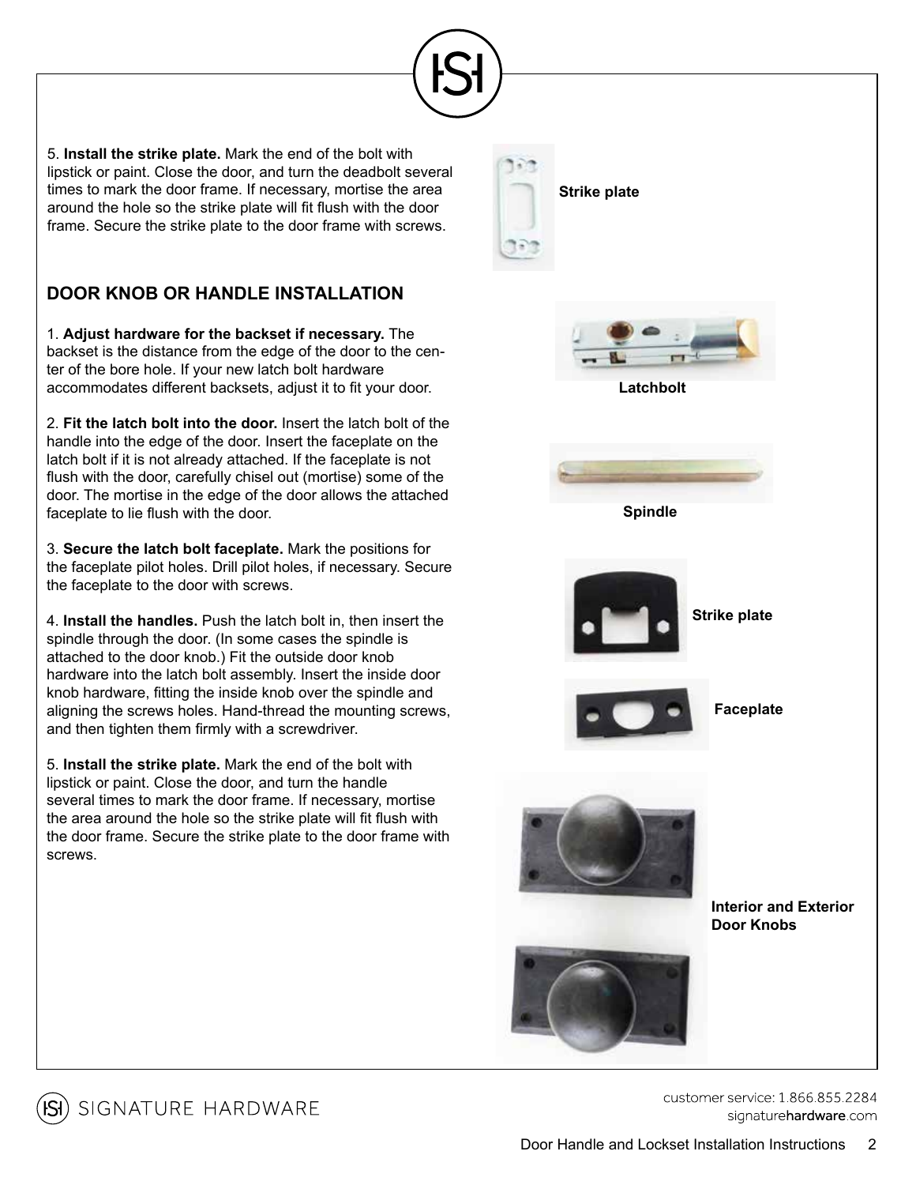5. **Install the strike plate.** Mark the end of the bolt with lipstick or paint. Close the door, and turn the deadbolt several times to mark the door frame. If necessary, mortise the area around the hole so the strike plate will fit flush with the door frame. Secure the strike plate to the door frame with screws.

Strike plate

## DOOR KNOB OR HANDLE INSTALLATION

1. **Adjust hardware for the backset if necessary.** The backset is the distance from the edge of the door to the center of the bore hole. If your new latch bolt hardware accommodates different backsets, adjust it to fit your door.

2. **Fit the latch bolt into the door.** Insert the latch bolt of the handle into the edge of the door. Insert the faceplate on the latch bolt if it is not already attached. If the faceplate is not flush with the door, carefully chisel out (mortise) some of the door. The mortise in the edge of the door allows the attached faceplate to lie flush with the door.

3. **Secure the latch bolt faceplate.** Mark the positions for the faceplate pilot holes. Drill pilot holes, if necessary. Secure the faceplate to the door with screws.

4. **Install the handles.** Push the latch bolt in, then insert the spindle through the door. (In some cases the spindle is attached to the door knob.) Fit the outside door knob hardware into the latch bolt assembly. Insert the inside door knob hardware, fitting the inside knob over the spindle and aligning the screws holes. Hand-thread the mounting screws, and then tighten them firmly with a screwdriver.

5. **Install the strike plate.** Mark the end of the bolt with lipstick or paint. Close the door, and turn the handle several times to mark the door frame. If necessary, mortise the area around the hole so the strike plate will fit flush with the door frame. Secure the strike plate to the door frame with screws.

Latchbolt

Spindle

Strike plate

Faceplate

Interior and Exterior Door Knobs

SIGNATURE HARDWARE

customer service: 1.866.855.2284
signaturehardware.com